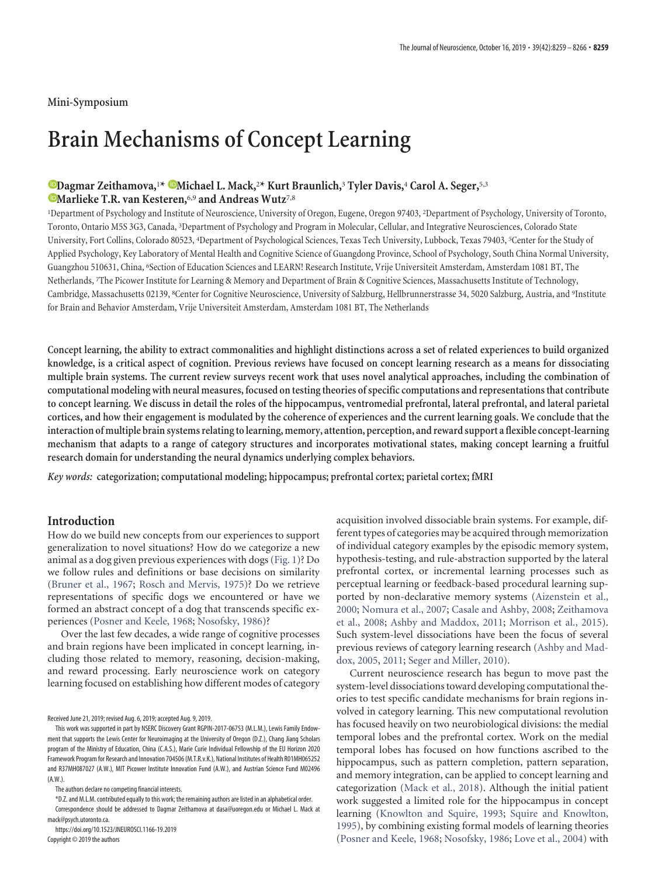Mini-Symposium

# Brain Mechanisms of Concept Learning

**Dagmar Zeithamova,[1*] Michael L. Mack,[2*] Kurt Braunlich,[3] Tyler Davis,[4] Carol A. Seger,[5,3] Marlieke T.R. van Kesteren,[6,9] and Andreas Wutz[7,8]**

[1]Department of Psychology and Institute of Neuroscience, University of Oregon, Eugene, Oregon 97403, [2]Department of Psychology, University of Toronto, Toronto, Ontario M5S 3G3, Canada, [3]Department of Psychology and Program in Molecular, Cellular, and Integrative Neurosciences, Colorado State University, Fort Collins, Colorado 80523, [4]Department of Psychological Sciences, Texas Tech University, Lubbock, Texas 79403, [5]Center for the Study of Applied Psychology, Key Laboratory of Mental Health and Cognitive Science of Guangdong Province, School of Psychology, South China Normal University, Guangzhou 510631, China, [6]Section of Education Sciences and LEARN! Research Institute, Vrije Universiteit Amsterdam, Amsterdam 1081 BT, The Netherlands, [7]The Picower Institute for Learning & Memory and Department of Brain & Cognitive Sciences, Massachusetts Institute of Technology, Cambridge, Massachusetts 02139, [8]Center for Cognitive Neuroscience, University of Salzburg, Hellbrunnerstrasse 34, 5020 Salzburg, Austria, and [9]Institute for Brain and Behavior Amsterdam, Vrije Universiteit Amsterdam, Amsterdam 1081 BT, The Netherlands

**Concept learning, the ability to extract commonalities and highlight distinctions across a set of related experiences to build organized knowledge, is a critical aspect of cognition. Previous reviews have focused on concept learning research as a means for dissociating multiple brain systems. The current review surveys recent work that uses novel analytical approaches, including the combination of computational modeling with neural measures, focused on testing theories of specific computations and representations that contribute to concept learning. We discuss in detail the roles of the hippocampus, ventromedial prefrontal, lateral prefrontal, and lateral parietal cortices, and how their engagement is modulated by the coherence of experiences and the current learning goals. We conclude that the interaction of multiple brain systems relating to learning, memory, attention, perception, and reward support a flexible concept-learning mechanism that adapts to a range of category structures and incorporates motivational states, making concept learning a fruitful research domain for understanding the neural dynamics underlying complex behaviors.**

*Key words:* **categorization; computational modeling; hippocampus; prefrontal cortex; parietal cortex; fMRI**

## Introduction

How do we build new concepts from our experiences to support generalization to novel situations? How do we categorize a new animal as a dog given previous experiences with dogs (Fig. 1)? Do we follow rules and definitions or base decisions on similarity (Bruner et al., 1967; Rosch and Mervis, 1975)? Do we retrieve representations of specific dogs we encountered or have we formed an abstract concept of a dog that transcends specific experiences (Posner and Keele, 1968; Nosofsky, 1986)?

Over the last few decades, a wide range of cognitive processes and brain regions have been implicated in concept learning, including those related to memory, reasoning, decision-making, and reward processing. Early neuroscience work on category learning focused on establishing how different modes of category acquisition involved dissociable brain systems. For example, different types of categories may be acquired through memorization of individual category examples by the episodic memory system, hypothesis-testing, and rule-abstraction supported by the lateral prefrontal cortex, or incremental learning processes such as perceptual learning or feedback-based procedural learning supported by non-declarative memory systems (Aizenstein et al., 2000; Nomura et al., 2007; Casale and Ashby, 2008; Zeithamova et al., 2008; Ashby and Maddox, 2011; Morrison et al., 2015). Such system-level dissociations have been the focus of several previous reviews of category learning research (Ashby and Maddox, 2005, 2011; Seger and Miller, 2010).

Current neuroscience research has begun to move past the system-level dissociations toward developing computational theories to test specific candidate mechanisms for brain regions involved in category learning. This new computational revolution has focused heavily on two neurobiological divisions: the medial temporal lobes and the prefrontal cortex. Work on the medial temporal lobes has focused on how functions ascribed to the hippocampus, such as pattern completion, pattern separation, and memory integration, can be applied to concept learning and categorization (Mack et al., 2018). Although the initial patient work suggested a limited role for the hippocampus in concept learning (Knowlton and Squire, 1993; Squire and Knowlton, 1995), by combining existing formal models of learning theories (Posner and Keele, 1968; Nosofsky, 1986; Love et al., 2004) with

Received June 21, 2019; revised Aug. 6, 2019; accepted Aug. 9, 2019.

This work was supported in part by NSERC Discovery Grant RGPIN-2017-06753 (M.L.M.), Lewis Family Endowment that supports the Lewis Center for Neuroimaging at the University of Oregon (D.Z.), Chang Jiang Scholars program of the Ministry of Education, China (C.A.S.), Marie Curie Individual Fellowship of the EU Horizon 2020 Framework Program for Research and Innovation 704506 (M.T.R.v.K.), National Institutes of Health R01MH065252 and R37MH087027 (A.W.), MIT Picower Institute Innovation Fund (A.W.), and Austrian Science Fund M02496 (A.W.).

The authors declare no competing financial interests.

*D.Z. and M.L.M. contributed equally to this work; the remaining authors are listed in an alphabetical order.

Correspondence should be addressed to Dagmar Zeithamova at dasa@uoregon.edu or Michael L. Mack at mack@psych.utoronto.ca.

https://doi.org/10.1523/JNEUROSCI.1166-19.2019

Copyright © 2019 the authors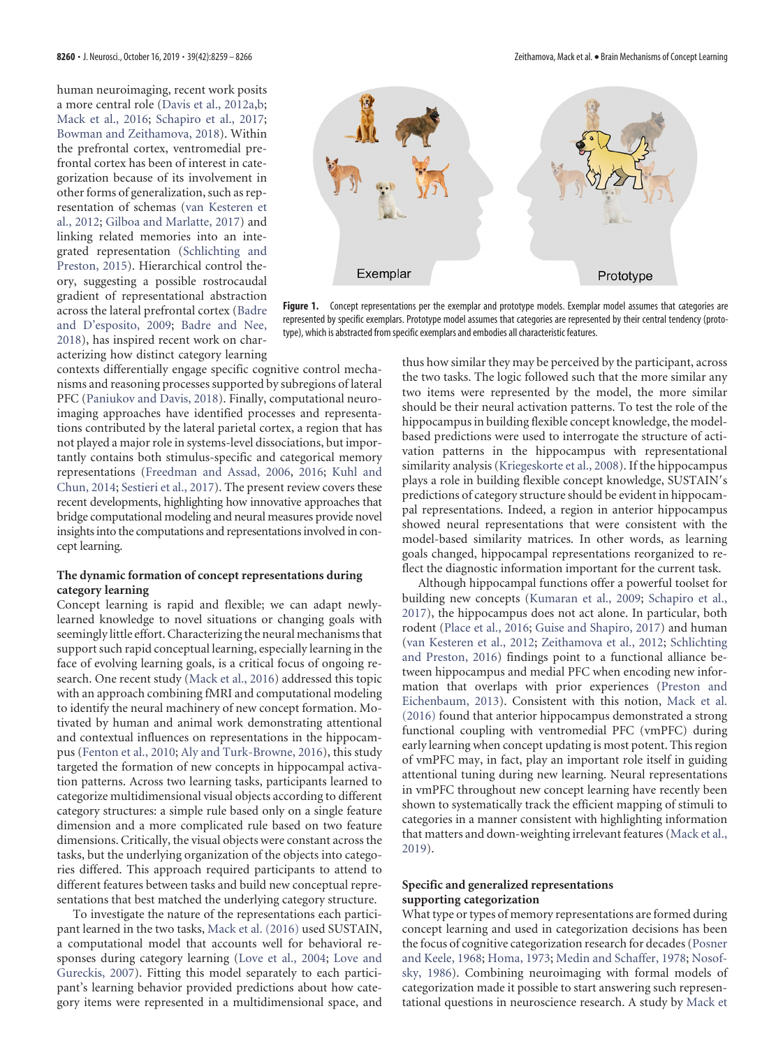human neuroimaging, recent work posits a more central role (Davis et al., 2012a,b; Mack et al., 2016; Schapiro et al., 2017; Bowman and Zeithamova, 2018). Within the prefrontal cortex, ventromedial prefrontal cortex has been of interest in categorization because of its involvement in other forms of generalization, such as representation of schemas (van Kesteren et al., 2012; Gilboa and Marlatte, 2017) and linking related memories into an integrated representation (Schlichting and Preston, 2015). Hierarchical control theory, suggesting a possible rostrocaudal gradient of representational abstraction across the lateral prefrontal cortex (Badre and D'esposito, 2009; Badre and Nee, 2018), has inspired recent work on characterizing how distinct category learning contexts differentially engage specific cognitive control mechanisms and reasoning processes supported by subregions of lateral PFC (Paniukov and Davis, 2018). Finally, computational neuroimaging approaches have identified processes and representations contributed by the lateral parietal cortex, a region that has not played a major role in systems-level dissociations, but importantly contains both stimulus-specific and categorical memory representations (Freedman and Assad, 2006, 2016; Kuhl and Chun, 2014; Sestieri et al., 2017). The present review covers these recent developments, highlighting how innovative approaches that bridge computational modeling and neural measures provide novel insights into the computations and representations involved in concept learning.

**Figure 1.** Concept representations per the exemplar and prototype models. Exemplar model assumes that categories are represented by specific exemplars. Prototype model assumes that categories are represented by their central tendency (prototype), which is abstracted from specific exemplars and embodies all characteristic features.

## The dynamic formation of concept representations during category learning

Concept learning is rapid and flexible; we can adapt newly-learned knowledge to novel situations or changing goals with seemingly little effort. Characterizing the neural mechanisms that support such rapid conceptual learning, especially learning in the face of evolving learning goals, is a critical focus of ongoing research. One recent study (Mack et al., 2016) addressed this topic with an approach combining fMRI and computational modeling to identify the neural machinery of new concept formation. Motivated by human and animal work demonstrating attentional and contextual influences on representations in the hippocampus (Fenton et al., 2010; Aly and Turk-Browne, 2016), this study targeted the formation of new concepts in hippocampal activation patterns. Across two learning tasks, participants learned to categorize multidimensional visual objects according to different category structures: a simple rule based only on a single feature dimension and a more complicated rule based on two feature dimensions. Critically, the visual objects were constant across the tasks, but the underlying organization of the objects into categories differed. This approach required participants to attend to different features between tasks and build new conceptual representations that best matched the underlying category structure.

To investigate the nature of the representations each participant learned in the two tasks, Mack et al. (2016) used SUSTAIN, a computational model that accounts well for behavioral responses during category learning (Love et al., 2004; Love and Gureckis, 2007). Fitting this model separately to each participant's learning behavior provided predictions about how category items were represented in a multidimensional space, and thus how similar they may be perceived by the participant, across the two tasks. The logic followed such that the more similar any two items were represented by the model, the more similar should be their neural activation patterns. To test the role of the hippocampus in building flexible concept knowledge, the model-based predictions were used to interrogate the structure of activation patterns in the hippocampus with representational similarity analysis (Kriegeskorte et al., 2008). If the hippocampus plays a role in building flexible concept knowledge, SUSTAIN's predictions of category structure should be evident in hippocampal representations. Indeed, a region in anterior hippocampus showed neural representations that were consistent with the model-based similarity matrices. In other words, as learning goals changed, hippocampal representations reorganized to reflect the diagnostic information important for the current task.

Although hippocampal functions offer a powerful toolset for building new concepts (Kumaran et al., 2009; Schapiro et al., 2017), the hippocampus does not act alone. In particular, both rodent (Place et al., 2016; Guise and Shapiro, 2017) and human (van Kesteren et al., 2012; Zeithamova et al., 2012; Schlichting and Preston, 2016) findings point to a functional alliance between hippocampus and medial PFC when encoding new information that overlaps with prior experiences (Preston and Eichenbaum, 2013). Consistent with this notion, Mack et al. (2016) found that anterior hippocampus demonstrated a strong functional coupling with ventromedial PFC (vmPFC) during early learning when concept updating is most potent. This region of vmPFC may, in fact, play an important role itself in guiding attentional tuning during new learning. Neural representations in vmPFC throughout new concept learning have recently been shown to systematically track the efficient mapping of stimuli to categories in a manner consistent with highlighting information that matters and down-weighting irrelevant features (Mack et al., 2019).

## Specific and generalized representations supporting categorization

What type or types of memory representations are formed during concept learning and used in categorization decisions has been the focus of cognitive categorization research for decades (Posner and Keele, 1968; Homa, 1973; Medin and Schaffer, 1978; Nosofsky, 1986). Combining neuroimaging with formal models of categorization made it possible to start answering such representational questions in neuroscience research. A study by Mack et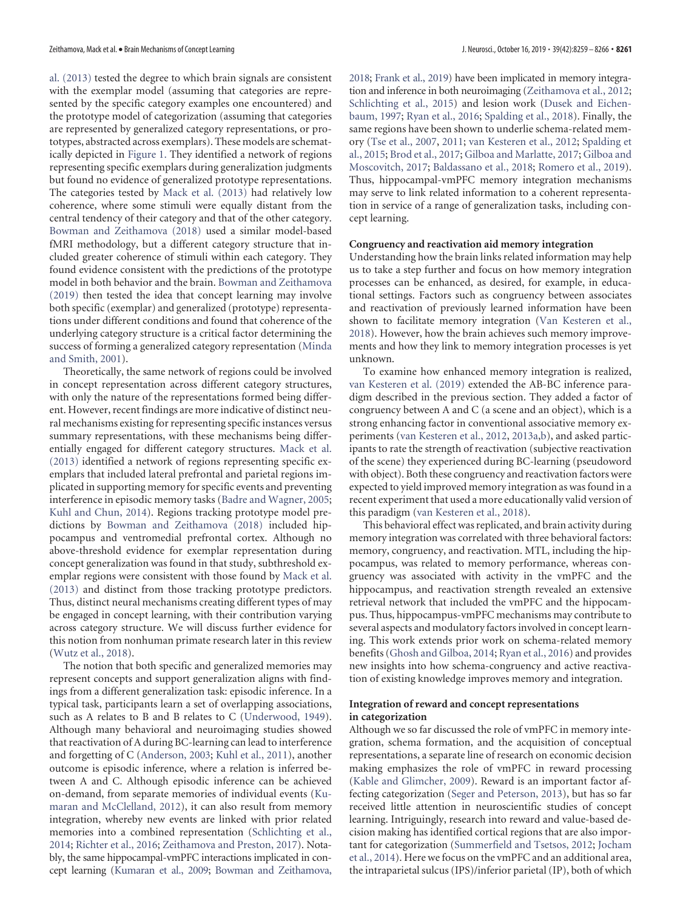al. (2013) tested the degree to which brain signals are consistent with the exemplar model (assuming that categories are represented by the specific category examples one encountered) and the prototype model of categorization (assuming that categories are represented by generalized category representations, or prototypes, abstracted across exemplars). These models are schematically depicted in Figure 1. They identified a network of regions representing specific exemplars during generalization judgments but found no evidence of generalized prototype representations. The categories tested by Mack et al. (2013) had relatively low coherence, where some stimuli were equally distant from the central tendency of their category and that of the other category. Bowman and Zeithamova (2018) used a similar model-based fMRI methodology, but a different category structure that included greater coherence of stimuli within each category. They found evidence consistent with the predictions of the prototype model in both behavior and the brain. Bowman and Zeithamova (2019) then tested the idea that concept learning may involve both specific (exemplar) and generalized (prototype) representations under different conditions and found that coherence of the underlying category structure is a critical factor determining the success of forming a generalized category representation (Minda and Smith, 2001).

Theoretically, the same network of regions could be involved in concept representation across different category structures, with only the nature of the representations formed being different. However, recent findings are more indicative of distinct neural mechanisms existing for representing specific instances versus summary representations, with these mechanisms being differentially engaged for different category structures. Mack et al. (2013) identified a network of regions representing specific exemplars that included lateral prefrontal and parietal regions implicated in supporting memory for specific events and preventing interference in episodic memory tasks (Badre and Wagner, 2005; Kuhl and Chun, 2014). Regions tracking prototype model predictions by Bowman and Zeithamova (2018) included hippocampus and ventromedial prefrontal cortex. Although no above-threshold evidence for exemplar representation during concept generalization was found in that study, subthreshold exemplar regions were consistent with those found by Mack et al. (2013) and distinct from those tracking prototype predictors. Thus, distinct neural mechanisms creating different types of may be engaged in concept learning, with their contribution varying across category structure. We will discuss further evidence for this notion from nonhuman primate research later in this review (Wutz et al., 2018).

The notion that both specific and generalized memories may represent concepts and support generalization aligns with findings from a different generalization task: episodic inference. In a typical task, participants learn a set of overlapping associations, such as A relates to B and B relates to C (Underwood, 1949). Although many behavioral and neuroimaging studies showed that reactivation of A during BC-learning can lead to interference and forgetting of C (Anderson, 2003; Kuhl et al., 2011), another outcome is episodic inference, where a relation is inferred between A and C. Although episodic inference can be achieved on-demand, from separate memories of individual events (Kumaran and McClelland, 2012), it can also result from memory integration, whereby new events are linked with prior related memories into a combined representation (Schlichting et al., 2014; Richter et al., 2016; Zeithamova and Preston, 2017). Notably, the same hippocampal-vmPFC interactions implicated in concept learning (Kumaran et al., 2009; Bowman and Zeithamova, 2018; Frank et al., 2019) have been implicated in memory integration and inference in both neuroimaging (Zeithamova et al., 2012; Schlichting et al., 2015) and lesion work (Dusek and Eichenbaum, 1997; Ryan et al., 2016; Spalding et al., 2018). Finally, the same regions have been shown to underlie schema-related memory (Tse et al., 2007, 2011; van Kesteren et al., 2012; Spalding et al., 2015; Brod et al., 2017; Gilboa and Marlatte, 2017; Gilboa and Moscovitch, 2017; Baldassano et al., 2018; Romero et al., 2019). Thus, hippocampal-vmPFC memory integration mechanisms may serve to link related information to a coherent representation in service of a range of generalization tasks, including concept learning.

### Congruency and reactivation aid memory integration

Understanding how the brain links related information may help us to take a step further and focus on how memory integration processes can be enhanced, as desired, for example, in educational settings. Factors such as congruency between associates and reactivation of previously learned information have been shown to facilitate memory integration (Van Kesteren et al., 2018). However, how the brain achieves such memory improvements and how they link to memory integration processes is yet unknown.

To examine how enhanced memory integration is realized, van Kesteren et al. (2019) extended the AB-BC inference paradigm described in the previous section. They added a factor of congruency between A and C (a scene and an object), which is a strong enhancing factor in conventional associative memory experiments (van Kesteren et al., 2012, 2013a,b), and asked participants to rate the strength of reactivation (subjective reactivation of the scene) they experienced during BC-learning (pseudoword with object). Both these congruency and reactivation factors were expected to yield improved memory integration as was found in a recent experiment that used a more educationally valid version of this paradigm (van Kesteren et al., 2018).

This behavioral effect was replicated, and brain activity during memory integration was correlated with three behavioral factors: memory, congruency, and reactivation. MTL, including the hippocampus, was related to memory performance, whereas congruency was associated with activity in the vmPFC and the hippocampus, and reactivation strength revealed an extensive retrieval network that included the vmPFC and the hippocampus. Thus, hippocampus-vmPFC mechanisms may contribute to several aspects and modulatory factors involved in concept learning. This work extends prior work on schema-related memory benefits (Ghosh and Gilboa, 2014; Ryan et al., 2016) and provides new insights into how schema-congruency and active reactivation of existing knowledge improves memory and integration.

### Integration of reward and concept representations in categorization

Although we so far discussed the role of vmPFC in memory integration, schema formation, and the acquisition of conceptual representations, a separate line of research on economic decision making emphasizes the role of vmPFC in reward processing (Kable and Glimcher, 2009). Reward is an important factor affecting categorization (Seger and Peterson, 2013), but has so far received little attention in neuroscientific studies of concept learning. Intriguingly, research into reward and value-based decision making has identified cortical regions that are also important for categorization (Summerfield and Tsetsos, 2012; Jocham et al., 2014). Here we focus on the vmPFC and an additional area, the intraparietal sulcus (IPS)/inferior parietal (IP), both of which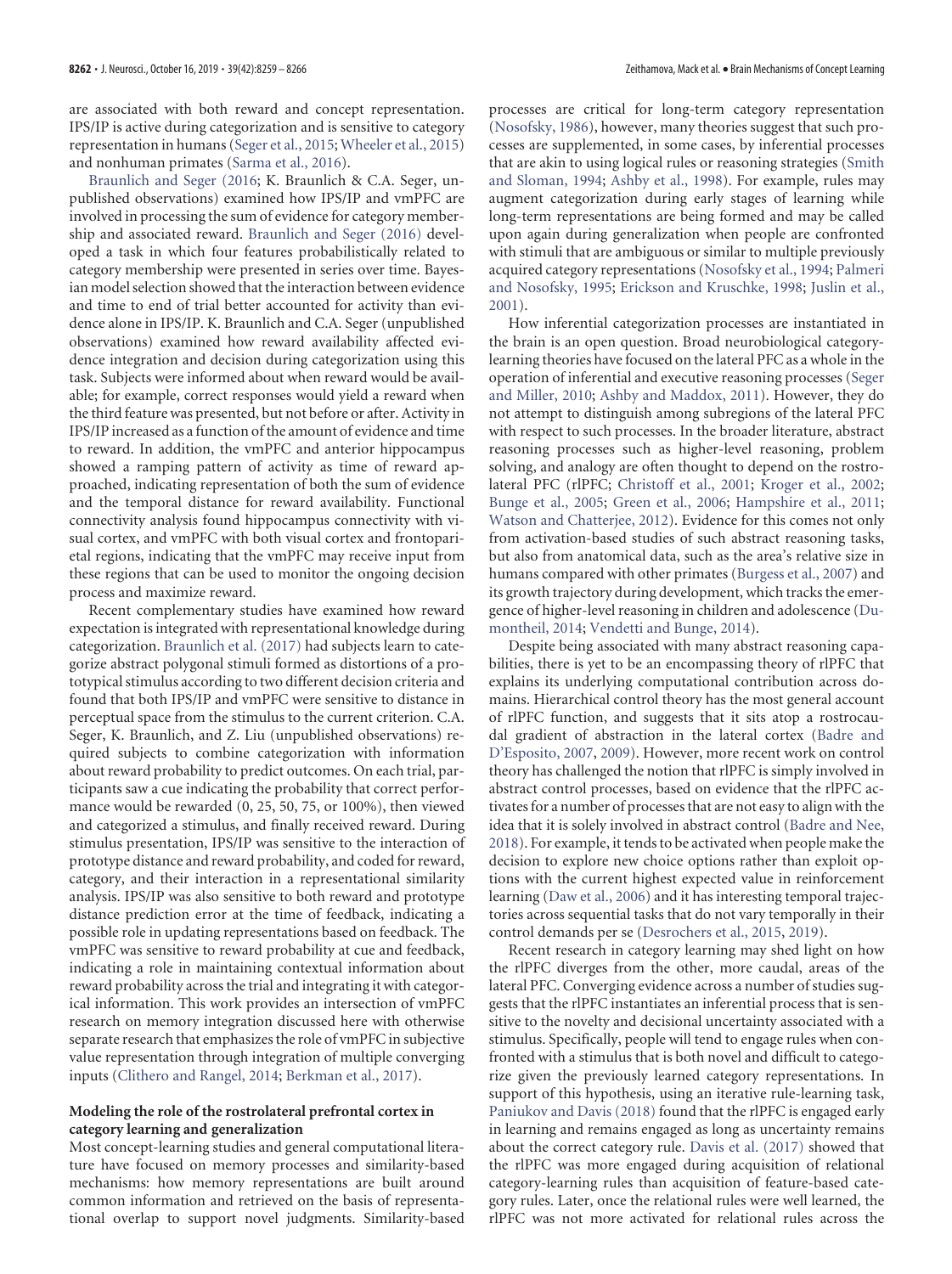are associated with both reward and concept representation. IPS/IP is active during categorization and is sensitive to category representation in humans (Seger et al., 2015; Wheeler et al., 2015) and nonhuman primates (Sarma et al., 2016).

Braunlich and Seger (2016; K. Braunlich & C.A. Seger, unpublished observations) examined how IPS/IP and vmPFC are involved in processing the sum of evidence for category membership and associated reward. Braunlich and Seger (2016) developed a task in which four features probabilistically related to category membership were presented in series over time. Bayesian model selection showed that the interaction between evidence and time to end of trial better accounted for activity than evidence alone in IPS/IP. K. Braunlich and C.A. Seger (unpublished observations) examined how reward availability affected evidence integration and decision during categorization using this task. Subjects were informed about when reward would be available; for example, correct responses would yield a reward when the third feature was presented, but not before or after. Activity in IPS/IP increased as a function of the amount of evidence and time to reward. In addition, the vmPFC and anterior hippocampus showed a ramping pattern of activity as time of reward approached, indicating representation of both the sum of evidence and the temporal distance for reward availability. Functional connectivity analysis found hippocampus connectivity with visual cortex, and vmPFC with both visual cortex and frontoparietal regions, indicating that the vmPFC may receive input from these regions that can be used to monitor the ongoing decision process and maximize reward.

Recent complementary studies have examined how reward expectation is integrated with representational knowledge during categorization. Braunlich et al. (2017) had subjects learn to categorize abstract polygonal stimuli formed as distortions of a prototypical stimulus according to two different decision criteria and found that both IPS/IP and vmPFC were sensitive to distance in perceptual space from the stimulus to the current criterion. C.A. Seger, K. Braunlich, and Z. Liu (unpublished observations) required subjects to combine categorization with information about reward probability to predict outcomes. On each trial, participants saw a cue indicating the probability that correct performance would be rewarded (0, 25, 50, 75, or 100%), then viewed and categorized a stimulus, and finally received reward. During stimulus presentation, IPS/IP was sensitive to the interaction of prototype distance and reward probability, and coded for reward, category, and their interaction in a representational similarity analysis. IPS/IP was also sensitive to both reward and prototype distance prediction error at the time of feedback, indicating a possible role in updating representations based on feedback. The vmPFC was sensitive to reward probability at cue and feedback, indicating a role in maintaining contextual information about reward probability across the trial and integrating it with categorical information. This work provides an intersection of vmPFC research on memory integration discussed here with otherwise separate research that emphasizes the role of vmPFC in subjective value representation through integration of multiple converging inputs (Clithero and Rangel, 2014; Berkman et al., 2017).

### Modeling the role of the rostrolateral prefrontal cortex in category learning and generalization

Most concept-learning studies and general computational literature have focused on memory processes and similarity-based mechanisms: how memory representations are built around common information and retrieved on the basis of representational overlap to support novel judgments. Similarity-based processes are critical for long-term category representation (Nosofsky, 1986), however, many theories suggest that such processes are supplemented, in some cases, by inferential processes that are akin to using logical rules or reasoning strategies (Smith and Sloman, 1994; Ashby et al., 1998). For example, rules may augment categorization during early stages of learning while long-term representations are being formed and may be called upon again during generalization when people are confronted with stimuli that are ambiguous or similar to multiple previously acquired category representations (Nosofsky et al., 1994; Palmeri and Nosofsky, 1995; Erickson and Kruschke, 1998; Juslin et al., 2001).

How inferential categorization processes are instantiated in the brain is an open question. Broad neurobiological category-learning theories have focused on the lateral PFC as a whole in the operation of inferential and executive reasoning processes (Seger and Miller, 2010; Ashby and Maddox, 2011). However, they do not attempt to distinguish among subregions of the lateral PFC with respect to such processes. In the broader literature, abstract reasoning processes such as higher-level reasoning, problem solving, and analogy are often thought to depend on the rostrolateral PFC (rlPFC; Christoff et al., 2001; Kroger et al., 2002; Bunge et al., 2005; Green et al., 2006; Hampshire et al., 2011; Watson and Chatterjee, 2012). Evidence for this comes not only from activation-based studies of such abstract reasoning tasks, but also from anatomical data, such as the area's relative size in humans compared with other primates (Burgess et al., 2007) and its growth trajectory during development, which tracks the emergence of higher-level reasoning in children and adolescence (Dumontheil, 2014; Vendetti and Bunge, 2014).

Despite being associated with many abstract reasoning capabilities, there is yet to be an encompassing theory of rlPFC that explains its underlying computational contribution across domains. Hierarchical control theory has the most general account of rlPFC function, and suggests that it sits atop a rostrocaudal gradient of abstraction in the lateral cortex (Badre and D'Esposito, 2007, 2009). However, more recent work on control theory has challenged the notion that rlPFC is simply involved in abstract control processes, based on evidence that the rlPFC activates for a number of processes that are not easy to align with the idea that it is solely involved in abstract control (Badre and Nee, 2018). For example, it tends to be activated when people make the decision to explore new choice options rather than exploit options with the current highest expected value in reinforcement learning (Daw et al., 2006) and it has interesting temporal trajectories across sequential tasks that do not vary temporally in their control demands per se (Desrochers et al., 2015, 2019).

Recent research in category learning may shed light on how the rlPFC diverges from the other, more caudal, areas of the lateral PFC. Converging evidence across a number of studies suggests that the rlPFC instantiates an inferential process that is sensitive to the novelty and decisional uncertainty associated with a stimulus. Specifically, people will tend to engage rules when confronted with a stimulus that is both novel and difficult to categorize given the previously learned category representations. In support of this hypothesis, using an iterative rule-learning task, Paniukov and Davis (2018) found that the rlPFC is engaged early in learning and remains engaged as long as uncertainty remains about the correct category rule. Davis et al. (2017) showed that the rlPFC was more engaged during acquisition of relational category-learning rules than acquisition of feature-based category rules. Later, once the relational rules were well learned, the rlPFC was not more activated for relational rules across the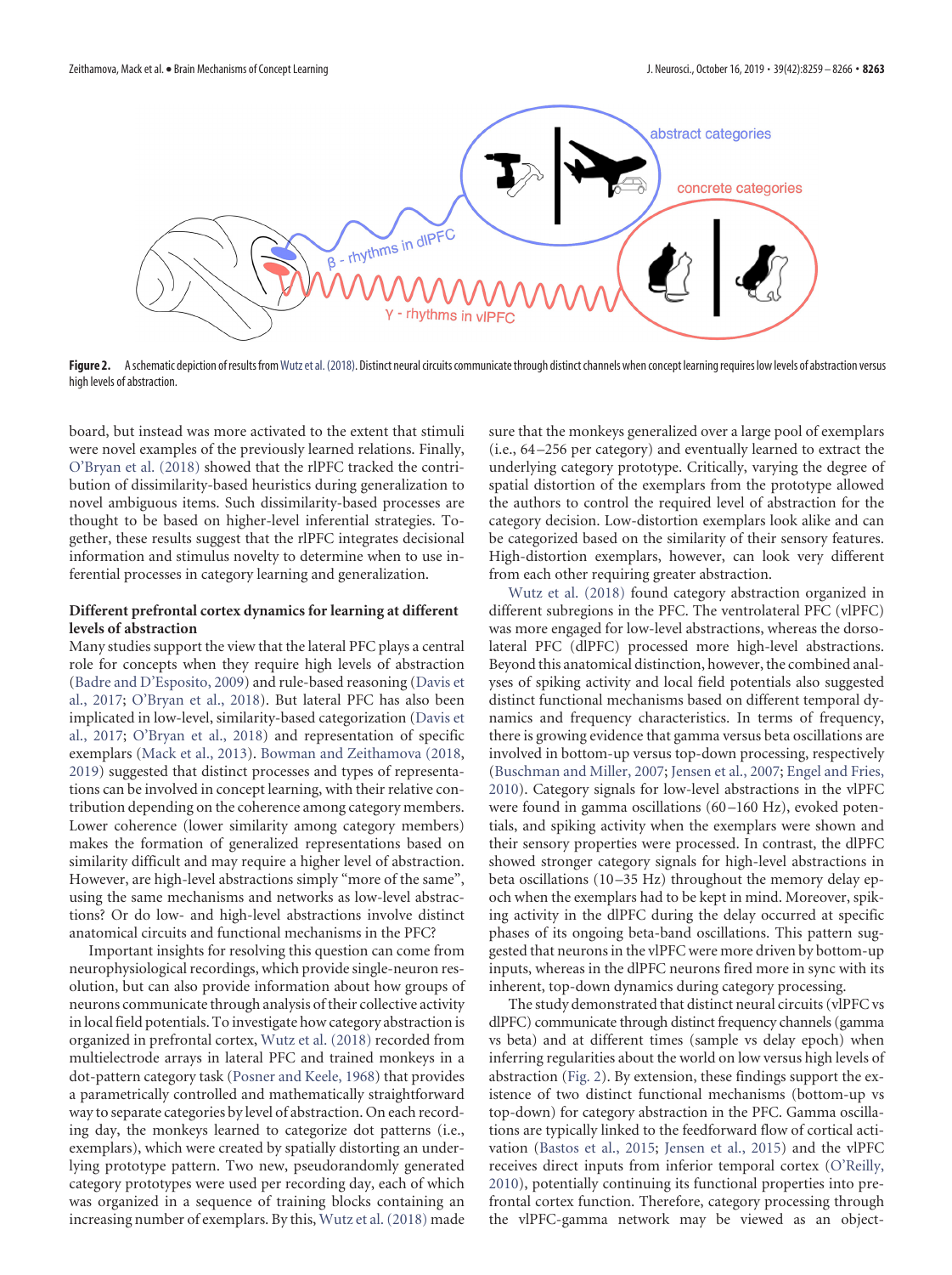**Figure 2.** A schematic depiction of results from Wutz et al. (2018). Distinct neural circuits communicate through distinct channels when concept learning requires low levels of abstraction versus high levels of abstraction.

board, but instead was more activated to the extent that stimuli were novel examples of the previously learned relations. Finally, O'Bryan et al. (2018) showed that the rlPFC tracked the contribution of dissimilarity-based heuristics during generalization to novel ambiguous items. Such dissimilarity-based processes are thought to be based on higher-level inferential strategies. Together, these results suggest that the rlPFC integrates decisional information and stimulus novelty to determine when to use inferential processes in category learning and generalization.

### Different prefrontal cortex dynamics for learning at different levels of abstraction

Many studies support the view that the lateral PFC plays a central role for concepts when they require high levels of abstraction (Badre and D'Esposito, 2009) and rule-based reasoning (Davis et al., 2017; O'Bryan et al., 2018). But lateral PFC has also been implicated in low-level, similarity-based categorization (Davis et al., 2017; O'Bryan et al., 2018) and representation of specific exemplars (Mack et al., 2013). Bowman and Zeithamova (2018, 2019) suggested that distinct processes and types of representations can be involved in concept learning, with their relative contribution depending on the coherence among category members. Lower coherence (lower similarity among category members) makes the formation of generalized representations based on similarity difficult and may require a higher level of abstraction. However, are high-level abstractions simply "more of the same", using the same mechanisms and networks as low-level abstractions? Or do low- and high-level abstractions involve distinct anatomical circuits and functional mechanisms in the PFC?

Important insights for resolving this question can come from neurophysiological recordings, which provide single-neuron resolution, but can also provide information about how groups of neurons communicate through analysis of their collective activity in local field potentials. To investigate how category abstraction is organized in prefrontal cortex, Wutz et al. (2018) recorded from multielectrode arrays in lateral PFC and trained monkeys in a dot-pattern category task (Posner and Keele, 1968) that provides a parametrically controlled and mathematically straightforward way to separate categories by level of abstraction. On each recording day, the monkeys learned to categorize dot patterns (i.e., exemplars), which were created by spatially distorting an underlying prototype pattern. Two new, pseudorandomly generated category prototypes were used per recording day, each of which was organized in a sequence of training blocks containing an increasing number of exemplars. By this, Wutz et al. (2018) made sure that the monkeys generalized over a large pool of exemplars (i.e., 64–256 per category) and eventually learned to extract the underlying category prototype. Critically, varying the degree of spatial distortion of the exemplars from the prototype allowed the authors to control the required level of abstraction for the category decision. Low-distortion exemplars look alike and can be categorized based on the similarity of their sensory features. High-distortion exemplars, however, can look very different from each other requiring greater abstraction.

Wutz et al. (2018) found category abstraction organized in different subregions in the PFC. The ventrolateral PFC (vlPFC) was more engaged for low-level abstractions, whereas the dorsolateral PFC (dlPFC) processed more high-level abstractions. Beyond this anatomical distinction, however, the combined analyses of spiking activity and local field potentials also suggested distinct functional mechanisms based on different temporal dynamics and frequency characteristics. In terms of frequency, there is growing evidence that gamma versus beta oscillations are involved in bottom-up versus top-down processing, respectively (Buschman and Miller, 2007; Jensen et al., 2007; Engel and Fries, 2010). Category signals for low-level abstractions in the vlPFC were found in gamma oscillations (60–160 Hz), evoked potentials, and spiking activity when the exemplars were shown and their sensory properties were processed. In contrast, the dlPFC showed stronger category signals for high-level abstractions in beta oscillations (10–35 Hz) throughout the memory delay epoch when the exemplars had to be kept in mind. Moreover, spiking activity in the dlPFC during the delay occurred at specific phases of its ongoing beta-band oscillations. This pattern suggested that neurons in the vlPFC were more driven by bottom-up inputs, whereas in the dlPFC neurons fired more in sync with its inherent, top-down dynamics during category processing.

The study demonstrated that distinct neural circuits (vlPFC vs dlPFC) communicate through distinct frequency channels (gamma vs beta) and at different times (sample vs delay epoch) when inferring regularities about the world on low versus high levels of abstraction (Fig. 2). By extension, these findings support the existence of two distinct functional mechanisms (bottom-up vs top-down) for category abstraction in the PFC. Gamma oscillations are typically linked to the feedforward flow of cortical activation (Bastos et al., 2015; Jensen et al., 2015) and the vlPFC receives direct inputs from inferior temporal cortex (O'Reilly, 2010), potentially continuing its functional properties into prefrontal cortex function. Therefore, category processing through the vlPFC-gamma network may be viewed as an object-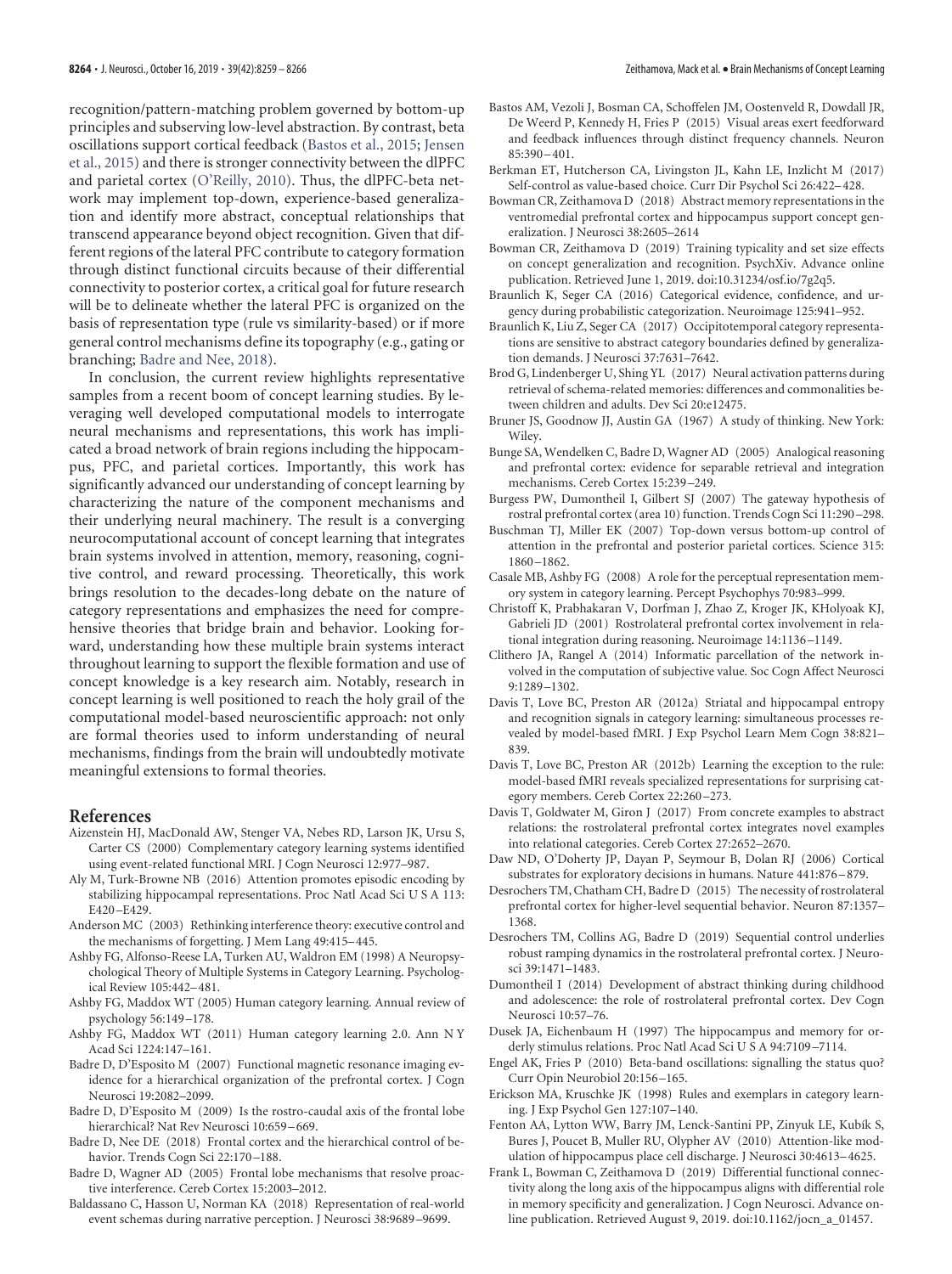recognition/pattern-matching problem governed by bottom-up principles and subserving low-level abstraction. By contrast, beta oscillations support cortical feedback (Bastos et al., 2015; Jensen et al., 2015) and there is stronger connectivity between the dlPFC and parietal cortex (O'Reilly, 2010). Thus, the dlPFC-beta network may implement top-down, experience-based generalization and identify more abstract, conceptual relationships that transcend appearance beyond object recognition. Given that different regions of the lateral PFC contribute to category formation through distinct functional circuits because of their differential connectivity to posterior cortex, a critical goal for future research will be to delineate whether the lateral PFC is organized on the basis of representation type (rule vs similarity-based) or if more general control mechanisms define its topography (e.g., gating or branching; Badre and Nee, 2018).

In conclusion, the current review highlights representative samples from a recent boom of concept learning studies. By leveraging well developed computational models to interrogate neural mechanisms and representations, this work has implicated a broad network of brain regions including the hippocampus, PFC, and parietal cortices. Importantly, this work has significantly advanced our understanding of concept learning by characterizing the nature of the component mechanisms and their underlying neural machinery. The result is a converging neurocomputational account of concept learning that integrates brain systems involved in attention, memory, reasoning, cognitive control, and reward processing. Theoretically, this work brings resolution to the decades-long debate on the nature of category representations and emphasizes the need for comprehensive theories that bridge brain and behavior. Looking forward, understanding how these multiple brain systems interact throughout learning to support the flexible formation and use of concept knowledge is a key research aim. Notably, research in concept learning is well positioned to reach the holy grail of the computational model-based neuroscientific approach: not only are formal theories used to inform understanding of neural mechanisms, findings from the brain will undoubtedly motivate meaningful extensions to formal theories.

## References

Aizenstein HJ, MacDonald AW, Stenger VA, Nebes RD, Larson JK, Ursu S, Carter CS (2000) Complementary category learning systems identified using event-related functional MRI. J Cogn Neurosci 12:977–987.

Aly M, Turk-Browne NB (2016) Attention promotes episodic encoding by stabilizing hippocampal representations. Proc Natl Acad Sci U S A 113: E420–E429.

Anderson MC (2003) Rethinking interference theory: executive control and the mechanisms of forgetting. J Mem Lang 49:415–445.

Ashby FG, Alfonso-Reese LA, Turken AU, Waldron EM (1998) A Neuropsychological Theory of Multiple Systems in Category Learning. Psychological Review 105:442–481.

Ashby FG, Maddox WT (2005) Human category learning. Annual review of psychology 56:149–178.

Ashby FG, Maddox WT (2011) Human category learning 2.0. Ann N Y Acad Sci 1224:147–161.

Badre D, D'Esposito M (2007) Functional magnetic resonance imaging evidence for a hierarchical organization of the prefrontal cortex. J Cogn Neurosci 19:2082–2099.

Badre D, D'Esposito M (2009) Is the rostro-caudal axis of the frontal lobe hierarchical? Nat Rev Neurosci 10:659–669.

Badre D, Nee DE (2018) Frontal cortex and the hierarchical control of behavior. Trends Cogn Sci 22:170–188.

Badre D, Wagner AD (2005) Frontal lobe mechanisms that resolve proactive interference. Cereb Cortex 15:2003–2012.

Baldassano C, Hasson U, Norman KA (2018) Representation of real-world event schemas during narrative perception. J Neurosci 38:9689–9699.

Bastos AM, Vezoli J, Bosman CA, Schoffelen JM, Oostenveld R, Dowdall JR, De Weerd P, Kennedy H, Fries P (2015) Visual areas exert feedforward and feedback influences through distinct frequency channels. Neuron 85:390–401.

Berkman ET, Hutcherson CA, Livingston JL, Kahn LE, Inzlicht M (2017) Self-control as value-based choice. Curr Dir Psychol Sci 26:422–428.

Bowman CR, Zeithamova D (2018) Abstract memory representations in the ventromedial prefrontal cortex and hippocampus support concept generalization. J Neurosci 38:2605–2614

Bowman CR, Zeithamova D (2019) Training typicality and set size effects on concept generalization and recognition. PsychXiv. Advance online publication. Retrieved June 1, 2019. doi:10.31234/osf.io/7g2q5.

Braunlich K, Seger CA (2016) Categorical evidence, confidence, and urgency during probabilistic categorization. Neuroimage 125:941–952.

Braunlich K, Liu Z, Seger CA (2017) Occipitotemporal category representations are sensitive to abstract category boundaries defined by generalization demands. J Neurosci 37:7631–7642.

Brod G, Lindenberger U, Shing YL (2017) Neural activation patterns during retrieval of schema-related memories: differences and commonalities between children and adults. Dev Sci 20:e12475.

Bruner JS, Goodnow JJ, Austin GA (1967) A study of thinking. New York: Wiley.

Bunge SA, Wendelken C, Badre D, Wagner AD (2005) Analogical reasoning and prefrontal cortex: evidence for separable retrieval and integration mechanisms. Cereb Cortex 15:239–249.

Burgess PW, Dumontheil I, Gilbert SJ (2007) The gateway hypothesis of rostral prefrontal cortex (area 10) function. Trends Cogn Sci 11:290–298.

Buschman TJ, Miller EK (2007) Top-down versus bottom-up control of attention in the prefrontal and posterior parietal cortices. Science 315: 1860–1862.

Casale MB, Ashby FG (2008) A role for the perceptual representation memory system in category learning. Percept Psychophys 70:983–999.

Christoff K, Prabhakaran V, Dorfman J, Zhao Z, Kroger JK, KHolyoak KJ, Gabrieli JD (2001) Rostrolateral prefrontal cortex involvement in relational integration during reasoning. Neuroimage 14:1136–1149.

Clithero JA, Rangel A (2014) Informatic parcellation of the network involved in the computation of subjective value. Soc Cogn Affect Neurosci 9:1289–1302.

Davis T, Love BC, Preston AR (2012a) Striatal and hippocampal entropy and recognition signals in category learning: simultaneous processes revealed by model-based fMRI. J Exp Psychol Learn Mem Cogn 38:821–839.

Davis T, Love BC, Preston AR (2012b) Learning the exception to the rule: model-based fMRI reveals specialized representations for surprising category members. Cereb Cortex 22:260–273.

Davis T, Goldwater M, Giron J (2017) From concrete examples to abstract relations: the rostrolateral prefrontal cortex integrates novel examples into relational categories. Cereb Cortex 27:2652–2670.

Daw ND, O'Doherty JP, Dayan P, Seymour B, Dolan RJ (2006) Cortical substrates for exploratory decisions in humans. Nature 441:876–879.

Desrochers TM, Chatham CH, Badre D (2015) The necessity of rostrolateral prefrontal cortex for higher-level sequential behavior. Neuron 87:1357–1368.

Desrochers TM, Collins AG, Badre D (2019) Sequential control underlies robust ramping dynamics in the rostrolateral prefrontal cortex. J Neurosci 39:1471–1483.

Dumontheil I (2014) Development of abstract thinking during childhood and adolescence: the role of rostrolateral prefrontal cortex. Dev Cogn Neurosci 10:57–76.

Dusek JA, Eichenbaum H (1997) The hippocampus and memory for orderly stimulus relations. Proc Natl Acad Sci U S A 94:7109–7114.

Engel AK, Fries P (2010) Beta-band oscillations: signalling the status quo? Curr Opin Neurobiol 20:156–165.

Erickson MA, Kruschke JK (1998) Rules and exemplars in category learning. J Exp Psychol Gen 127:107–140.

Fenton AA, Lytton WW, Barry JM, Lenck-Santini PP, Zinyuk LE, Kubík S, Bures J, Poucet B, Muller RU, Olypher AV (2010) Attention-like modulation of hippocampus place cell discharge. J Neurosci 30:4613–4625.

Frank L, Bowman C, Zeithamova D (2019) Differential functional connectivity along the long axis of the hippocampus aligns with differential role in memory specificity and generalization. J Cogn Neurosci. Advance online publication. Retrieved August 9, 2019. doi:10.1162/jocn_a_01457.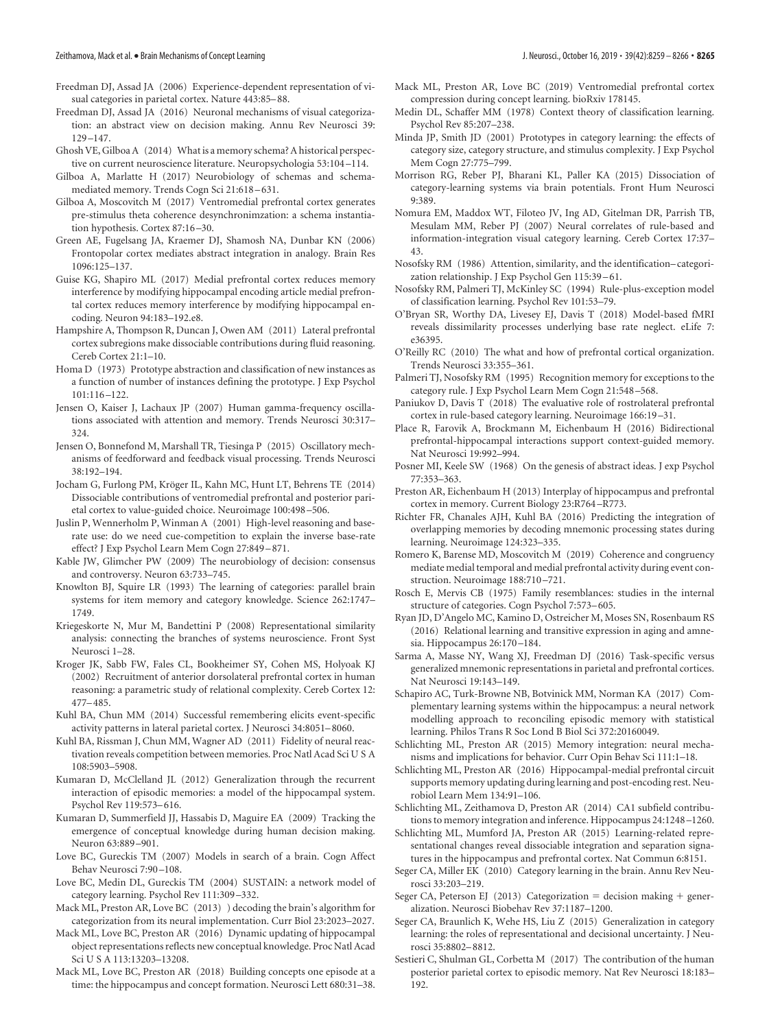Freedman DJ, Assad JA (2006) Experience-dependent representation of visual categories in parietal cortex. Nature 443:85–88.

Freedman DJ, Assad JA (2016) Neuronal mechanisms of visual categorization: an abstract view on decision making. Annu Rev Neurosci 39:129–147.

Ghosh VE, Gilboa A (2014) What is a memory schema? A historical perspective on current neuroscience literature. Neuropsychologia 53:104–114.

Gilboa A, Marlatte H (2017) Neurobiology of schemas and schema-mediated memory. Trends Cogn Sci 21:618–631.

Gilboa A, Moscovitch M (2017) Ventromedial prefrontal cortex generates pre-stimulus theta coherence desynchronimzation: a schema instantiation hypothesis. Cortex 87:16–30.

Green AE, Fugelsang JA, Kraemer DJ, Shamosh NA, Dunbar KN (2006) Frontopolar cortex mediates abstract integration in analogy. Brain Res 1096:125–137.

Guise KG, Shapiro ML (2017) Medial prefrontal cortex reduces memory interference by modifying hippocampal encoding article medial prefrontal cortex reduces memory interference by modifying hippocampal encoding. Neuron 94:183–192.e8.

Hampshire A, Thompson R, Duncan J, Owen AM (2011) Lateral prefrontal cortex subregions make dissociable contributions during fluid reasoning. Cereb Cortex 21:1–10.

Homa D (1973) Prototype abstraction and classification of new instances as a function of number of instances defining the prototype. J Exp Psychol 101:116–122.

Jensen O, Kaiser J, Lachaux JP (2007) Human gamma-frequency oscillations associated with attention and memory. Trends Neurosci 30:317–324.

Jensen O, Bonnefond M, Marshall TR, Tiesinga P (2015) Oscillatory mechanisms of feedforward and feedback visual processing. Trends Neurosci 38:192–194.

Jocham G, Furlong PM, Kröger IL, Kahn MC, Hunt LT, Behrens TE (2014) Dissociable contributions of ventromedial prefrontal and posterior parietal cortex to value-guided choice. Neuroimage 100:498–506.

Juslin P, Wennerholm P, Winman A (2001) High-level reasoning and base-rate use: do we need cue-competition to explain the inverse base-rate effect? J Exp Psychol Learn Mem Cogn 27:849–871.

Kable JW, Glimcher PW (2009) The neurobiology of decision: consensus and controversy. Neuron 63:733–745.

Knowlton BJ, Squire LR (1993) The learning of categories: parallel brain systems for item memory and category knowledge. Science 262:1747–1749.

Kriegeskorte N, Mur M, Bandettini P (2008) Representational similarity analysis: connecting the branches of systems neuroscience. Front Syst Neurosci 1–28.

Kroger JK, Sabb FW, Fales CL, Bookheimer SY, Cohen MS, Holyoak KJ (2002) Recruitment of anterior dorsolateral prefrontal cortex in human reasoning: a parametric study of relational complexity. Cereb Cortex 12:477–485.

Kuhl BA, Chun MM (2014) Successful remembering elicits event-specific activity patterns in lateral parietal cortex. J Neurosci 34:8051–8060.

Kuhl BA, Rissman J, Chun MM, Wagner AD (2011) Fidelity of neural reactivation reveals competition between memories. Proc Natl Acad Sci U S A 108:5903–5908.

Kumaran D, McClelland JL (2012) Generalization through the recurrent interaction of episodic memories: a model of the hippocampal system. Psychol Rev 119:573–616.

Kumaran D, Summerfield JJ, Hassabis D, Maguire EA (2009) Tracking the emergence of conceptual knowledge during human decision making. Neuron 63:889–901.

Love BC, Gureckis TM (2007) Models in search of a brain. Cogn Affect Behav Neurosci 7:90–108.

Love BC, Medin DL, Gureckis TM (2004) SUSTAIN: a network model of category learning. Psychol Rev 111:309–332.

Mack ML, Preston AR, Love BC (2013) ) decoding the brain's algorithm for categorization from its neural implementation. Curr Biol 23:2023–2027.

Mack ML, Love BC, Preston AR (2016) Dynamic updating of hippocampal object representations reflects new conceptual knowledge. Proc Natl Acad Sci U S A 113:13203–13208.

Mack ML, Love BC, Preston AR (2018) Building concepts one episode at a time: the hippocampus and concept formation. Neurosci Lett 680:31–38.

Mack ML, Preston AR, Love BC (2019) Ventromedial prefrontal cortex compression during concept learning. bioRxiv 178145.

Medin DL, Schaffer MM (1978) Context theory of classification learning. Psychol Rev 85:207–238.

Minda JP, Smith JD (2001) Prototypes in category learning: the effects of category size, category structure, and stimulus complexity. J Exp Psychol Mem Cogn 27:775–799.

Morrison RG, Reber PJ, Bharani KL, Paller KA (2015) Dissociation of category-learning systems via brain potentials. Front Hum Neurosci 9:389.

Nomura EM, Maddox WT, Filoteo JV, Ing AD, Gitelman DR, Parrish TB, Mesulam MM, Reber PJ (2007) Neural correlates of rule-based and information-integration visual category learning. Cereb Cortex 17:37–43.

Nosofsky RM (1986) Attention, similarity, and the identification–categorization relationship. J Exp Psychol Gen 115:39–61.

Nosofsky RM, Palmeri TJ, McKinley SC (1994) Rule-plus-exception model of classification learning. Psychol Rev 101:53–79.

O'Bryan SR, Worthy DA, Livesey EJ, Davis T (2018) Model-based fMRI reveals dissimilarity processes underlying base rate neglect. eLife 7:e36395.

O'Reilly RC (2010) The what and how of prefrontal cortical organization. Trends Neurosci 33:355–361.

Palmeri TJ, Nosofsky RM (1995) Recognition memory for exceptions to the category rule. J Exp Psychol Learn Mem Cogn 21:548–568.

Paniukov D, Davis T (2018) The evaluative role of rostrolateral prefrontal cortex in rule-based category learning. Neuroimage 166:19–31.

Place R, Farovik A, Brockmann M, Eichenbaum H (2016) Bidirectional prefrontal-hippocampal interactions support context-guided memory. Nat Neurosci 19:992–994.

Posner MI, Keele SW (1968) On the genesis of abstract ideas. J exp Psychol 77:353–363.

Preston AR, Eichenbaum H (2013) Interplay of hippocampus and prefrontal cortex in memory. Current Biology 23:R764–R773.

Richter FR, Chanales AJH, Kuhl BA (2016) Predicting the integration of overlapping memories by decoding mnemonic processing states during learning. Neuroimage 124:323–335.

Romero K, Barense MD, Moscovitch M (2019) Coherence and congruency mediate medial temporal and medial prefrontal activity during event construction. Neuroimage 188:710–721.

Rosch E, Mervis CB (1975) Family resemblances: studies in the internal structure of categories. Cogn Psychol 7:573–605.

Ryan JD, D'Angelo MC, Kamino D, Ostreicher M, Moses SN, Rosenbaum RS (2016) Relational learning and transitive expression in aging and amnesia. Hippocampus 26:170–184.

Sarma A, Masse NY, Wang XJ, Freedman DJ (2016) Task-specific versus generalized mnemonic representations in parietal and prefrontal cortices. Nat Neurosci 19:143–149.

Schapiro AC, Turk-Browne NB, Botvinick MM, Norman KA (2017) Complementary learning systems within the hippocampus: a neural network modelling approach to reconciling episodic memory with statistical learning. Philos Trans R Soc Lond B Biol Sci 372:20160049.

Schlichting ML, Preston AR (2015) Memory integration: neural mechanisms and implications for behavior. Curr Opin Behav Sci 111:1–18.

Schlichting ML, Preston AR (2016) Hippocampal-medial prefrontal circuit supports memory updating during learning and post-encoding rest. Neurobiol Learn Mem 134:91–106.

Schlichting ML, Zeithamova D, Preston AR (2014) CA1 subfield contributions to memory integration and inference. Hippocampus 24:1248–1260.

Schlichting ML, Mumford JA, Preston AR (2015) Learning-related representational changes reveal dissociable integration and separation signatures in the hippocampus and prefrontal cortex. Nat Commun 6:8151.

Seger CA, Miller EK (2010) Category learning in the brain. Annu Rev Neurosci 33:203–219.

Seger CA, Peterson EJ (2013) Categorization = decision making + generalization. Neurosci Biobehav Rev 37:1187–1200.

Seger CA, Braunlich K, Wehe HS, Liu Z (2015) Generalization in category learning: the roles of representational and decisional uncertainty. J Neurosci 35:8802–8812.

Sestieri C, Shulman GL, Corbetta M (2017) The contribution of the human posterior parietal cortex to episodic memory. Nat Rev Neurosci 18:183–192.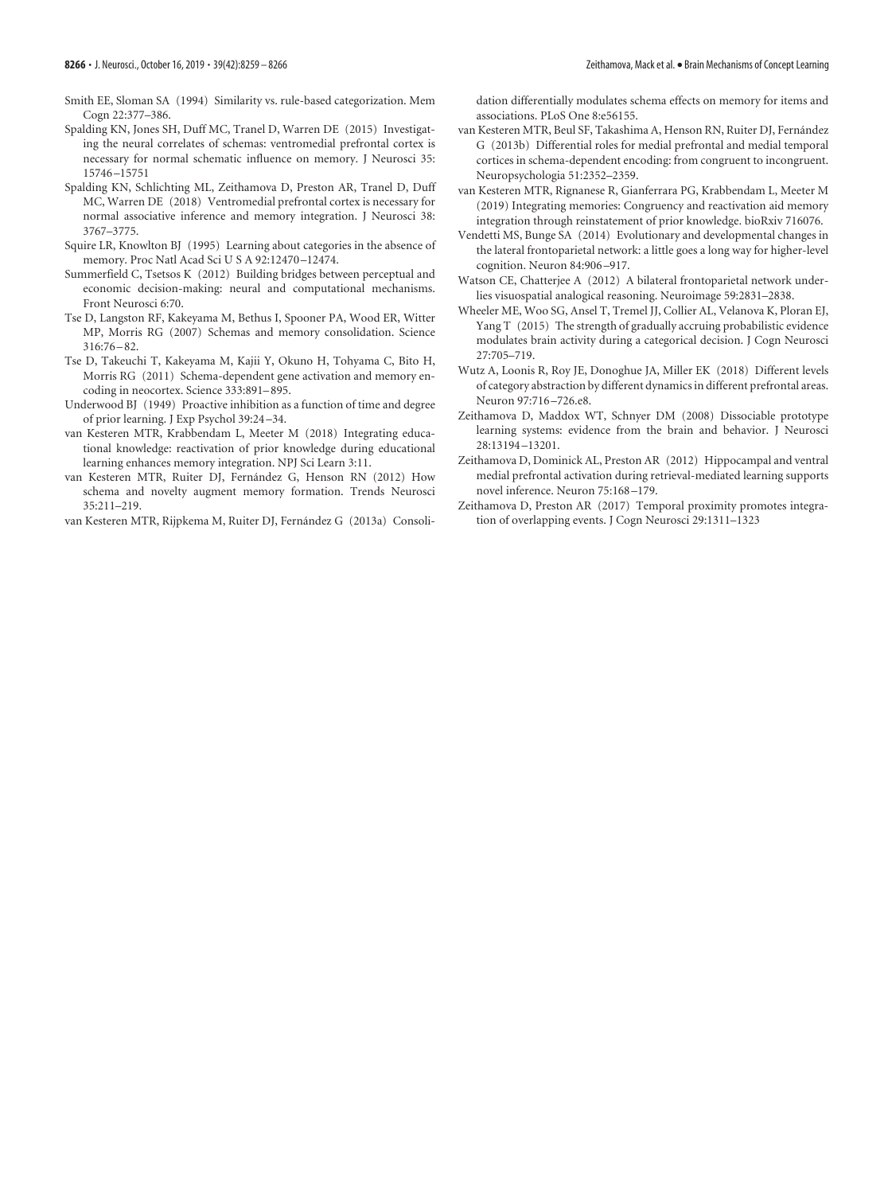Smith EE, Sloman SA (1994) Similarity vs. rule-based categorization. Mem Cogn 22:377–386.

Spalding KN, Jones SH, Duff MC, Tranel D, Warren DE (2015) Investigating the neural correlates of schemas: ventromedial prefrontal cortex is necessary for normal schematic influence on memory. J Neurosci 35: 15746–15751

Spalding KN, Schlichting ML, Zeithamova D, Preston AR, Tranel D, Duff MC, Warren DE (2018) Ventromedial prefrontal cortex is necessary for normal associative inference and memory integration. J Neurosci 38: 3767–3775.

Squire LR, Knowlton BJ (1995) Learning about categories in the absence of memory. Proc Natl Acad Sci U S A 92:12470–12474.

Summerfield C, Tsetsos K (2012) Building bridges between perceptual and economic decision-making: neural and computational mechanisms. Front Neurosci 6:70.

Tse D, Langston RF, Kakeyama M, Bethus I, Spooner PA, Wood ER, Witter MP, Morris RG (2007) Schemas and memory consolidation. Science 316:76–82.

Tse D, Takeuchi T, Kakeyama M, Kajii Y, Okuno H, Tohyama C, Bito H, Morris RG (2011) Schema-dependent gene activation and memory encoding in neocortex. Science 333:891–895.

Underwood BJ (1949) Proactive inhibition as a function of time and degree of prior learning. J Exp Psychol 39:24–34.

van Kesteren MTR, Krabbendam L, Meeter M (2018) Integrating educational knowledge: reactivation of prior knowledge during educational learning enhances memory integration. NPJ Sci Learn 3:11.

van Kesteren MTR, Ruiter DJ, Fernández G, Henson RN (2012) How schema and novelty augment memory formation. Trends Neurosci 35:211–219.

van Kesteren MTR, Rijpkema M, Ruiter DJ, Fernández G (2013a) Consolidation differentially modulates schema effects on memory for items and associations. PLoS One 8:e56155.

van Kesteren MTR, Beul SF, Takashima A, Henson RN, Ruiter DJ, Fernández G (2013b) Differential roles for medial prefrontal and medial temporal cortices in schema-dependent encoding: from congruent to incongruent. Neuropsychologia 51:2352–2359.

van Kesteren MTR, Rignanese R, Gianferrara PG, Krabbendam L, Meeter M (2019) Integrating memories: Congruency and reactivation aid memory integration through reinstatement of prior knowledge. bioRxiv 716076.

Vendetti MS, Bunge SA (2014) Evolutionary and developmental changes in the lateral frontoparietal network: a little goes a long way for higher-level cognition. Neuron 84:906–917.

Watson CE, Chatterjee A (2012) A bilateral frontoparietal network underlies visuospatial analogical reasoning. Neuroimage 59:2831–2838.

Wheeler ME, Woo SG, Ansel T, Tremel JJ, Collier AL, Velanova K, Ploran EJ, Yang T (2015) The strength of gradually accruing probabilistic evidence modulates brain activity during a categorical decision. J Cogn Neurosci 27:705–719.

Wutz A, Loonis R, Roy JE, Donoghue JA, Miller EK (2018) Different levels of category abstraction by different dynamics in different prefrontal areas. Neuron 97:716–726.e8.

Zeithamova D, Maddox WT, Schnyer DM (2008) Dissociable prototype learning systems: evidence from the brain and behavior. J Neurosci 28:13194–13201.

Zeithamova D, Dominick AL, Preston AR (2012) Hippocampal and ventral medial prefrontal activation during retrieval-mediated learning supports novel inference. Neuron 75:168–179.

Zeithamova D, Preston AR (2017) Temporal proximity promotes integration of overlapping events. J Cogn Neurosci 29:1311–1323